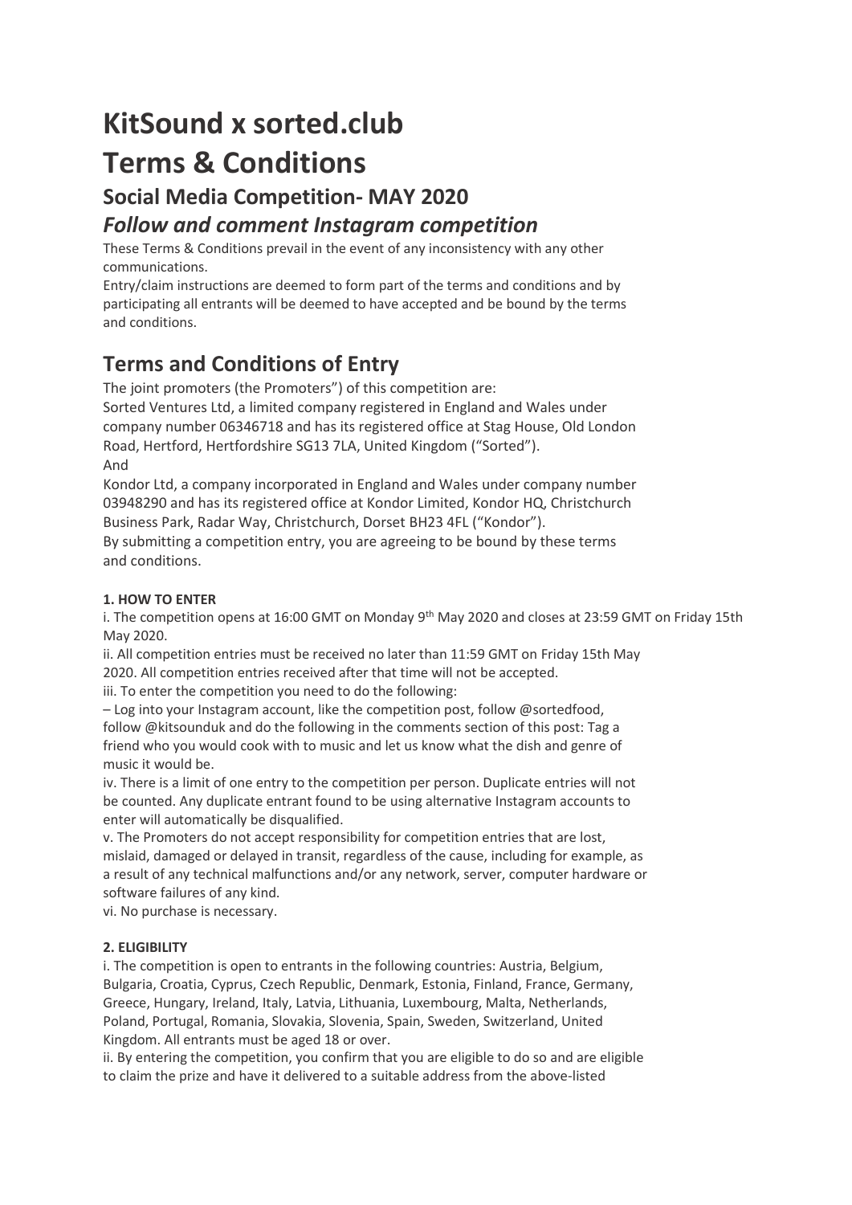# KitSound x sorted.club

# Terms & Conditions

## Social Media Competition- MAY 2020

### *Follow and comment Instagram competition*

These Terms & Conditions prevail in the event of any inconsistency with any other communications.

Entry/claim instructions are deemed to form part of the terms and conditions and by participating all entrants will be deemed to have accepted and be bound by the terms and conditions.

## Terms and Conditions of Entry

The joint promoters (the Promoters") of this competition are:

Sorted Ventures Ltd, a limited company registered in England and Wales under company number 06346718 and has its registered office at Stag House, Old London Road, Hertford, Hertfordshire SG13 7LA, United Kingdom ("Sorted").

And

Kondor Ltd, a company incorporated in England and Wales under company number 03948290 and has its registered office at Kondor Limited, Kondor HQ, Christchurch Business Park, Radar Way, Christchurch, Dorset BH23 4FL ("Kondor").

By submitting a competition entry, you are agreeing to be bound by these terms and conditions.

**1. HOW TO ENTER**

i. The competition opens at 16:00 GMT on Monday 9th May 2020 and closes at 23:59 GMT on Friday 15th May 2020.

ii. All competition entries must be received no later than 11:59 GMT on Friday 15th May 2020. All competition entries received after that time will not be accepted.

iii. To enter the competition you need to do the following:

– Log into your Instagram account, like the competition post, follow @sortedfood, follow @kitsounduk and do the following in the comments section of this post: Tag a friend who you would cook with to music and let us know what the dish and genre of music it would be.

iv. There is a limit of one entry to the competition per person. Duplicate entries will not be counted. Any duplicate entrant found to be using alternative Instagram accounts to enter will automatically be disqualified.

v. The Promoters do not accept responsibility for competition entries that are lost, mislaid, damaged or delayed in transit, regardless of the cause, including for example, as a result of any technical malfunctions and/or any network, server, computer hardware or software failures of any kind.

vi. No purchase is necessary.

**2. ELIGIBILITY**

i. The competition is open to entrants in the following countries: Austria, Belgium, Bulgaria, Croatia, Cyprus, Czech Republic, Denmark, Estonia, Finland, France, Germany, Greece, Hungary, Ireland, Italy, Latvia, Lithuania, Luxembourg, Malta, Netherlands, Poland, Portugal, Romania, Slovakia, Slovenia, Spain, Sweden, Switzerland, United Kingdom. All entrants must be aged 18 or over.

ii. By entering the competition, you confirm that you are eligible to do so and are eligible to claim the prize and have it delivered to a suitable address from the above-listed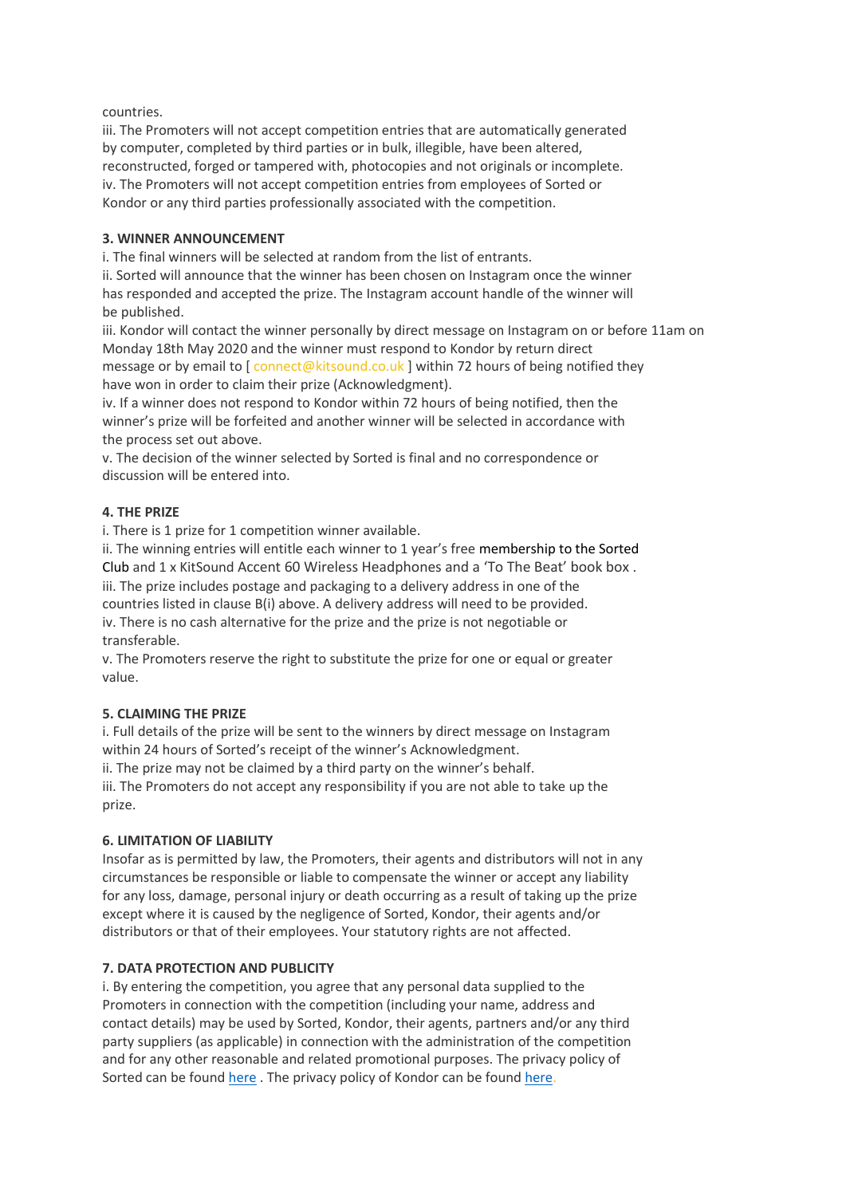countries.

iii. The Promoters will not accept competition entries that are automatically generated by computer, completed by third parties or in bulk, illegible, have been altered, reconstructed, forged or tampered with, photocopies and not originals or incomplete.

iv. The Promoters will not accept competition entries from employees of Sorted or Kondor or any third parties professionally associated with the competition.

**3. WINNER ANNOUNCEMENT**

i. The final winners will be selected at random from the list of entrants.

ii. Sorted will announce that the winner has been chosen on Instagram once the winner has responded and accepted the prize. The Instagram account handle of the winner will be published.

iii. Kondor will contact the winner personally by direct message on Instagram on or before 11am on Monday 18th May 2020 and the winner must respond to Kondor by return direct message or by email to [ connect@kitsound.co.uk ] within 72 hours of being notified they have won in order to claim their prize (Acknowledgment).

iv. If a winner does not respond to Kondor within 72 hours of being notified, then the winner's prize will be forfeited and another winner will be selected in accordance with the process set out above.

v. The decision of the winner selected by Sorted is final and no correspondence or discussion will be entered into.

**4. THE PRIZE**

i. There is 1 prize for 1 competition winner available.

ii. The winning entries will entitle each winner to 1 year's free membership to the Sorted Club and 1 x KitSound Accent 60 Wireless Headphones and a 'To The Beat' book box .

iii. The prize includes postage and packaging to a delivery address in one of the countries listed in clause B(i) above. A delivery address will need to be provided.

iv. There is no cash alternative for the prize and the prize is not negotiable or transferable.

v. The Promoters reserve the right to substitute the prize for one or equal or greater value.

**5. CLAIMING THE PRIZE**

i. Full details of the prize will be sent to the winners by direct message on Instagram within 24 hours of Sorted's receipt of the winner's Acknowledgment.

ii. The prize may not be claimed by a third party on the winner's behalf.

iii. The Promoters do not accept any responsibility if you are not able to take up the prize.

**6. LIMITATION OF LIABILITY**

Insofar as is permitted by law, the Promoters, their agents and distributors will not in any circumstances be responsible or liable to compensate the winner or accept any liability for any loss, damage, personal injury or death occurring as a result of taking up the prize except where it is caused by the negligence of Sorted, Kondor, their agents and/or distributors or that of their employees. Your statutory rights are not affected.

**7. DATA PROTECTION AND PUBLICITY**

i. By entering the competition, you agree that any personal data supplied to the Promoters in connection with the competition (including your name, address and contact details) may be used by Sorted, Kondor, their agents, partners and/or any third party suppliers (as applicable) in connection with the administration of the competition and for any other reasonable and related promotional purposes. The privacy policy of Sorted can be found here . The privacy policy of Kondor can be found here.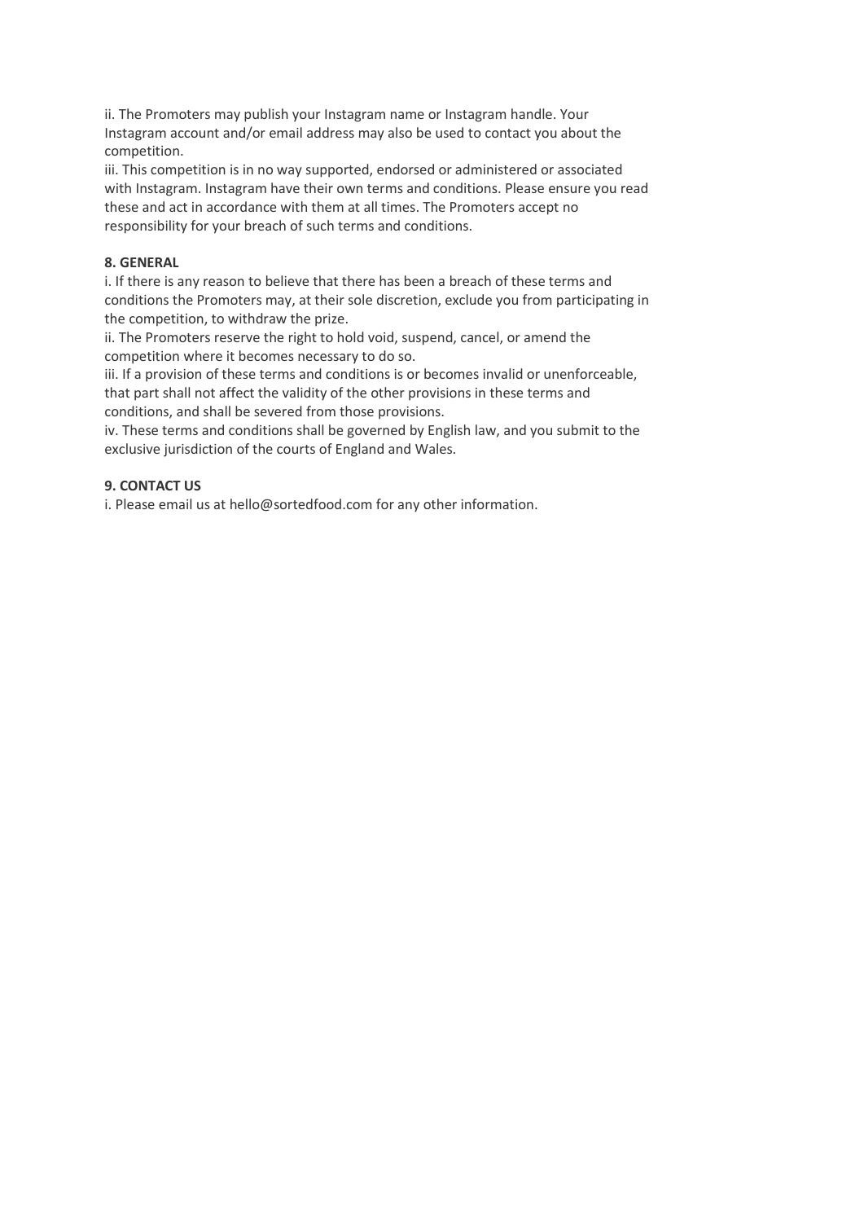ii. The Promoters may publish your Instagram name or Instagram handle. Your Instagram account and/or email address may also be used to contact you about the competition.

iii. This competition is in no way supported, endorsed or administered or associated with Instagram. Instagram have their own terms and conditions. Please ensure you read these and act in accordance with them at all times. The Promoters accept no responsibility for your breach of such terms and conditions.

**8. GENERAL**

i. If there is any reason to believe that there has been a breach of these terms and conditions the Promoters may, at their sole discretion, exclude you from participating in the competition, to withdraw the prize.

ii. The Promoters reserve the right to hold void, suspend, cancel, or amend the competition where it becomes necessary to do so.

iii. If a provision of these terms and conditions is or becomes invalid or unenforceable, that part shall not affect the validity of the other provisions in these terms and conditions, and shall be severed from those provisions.

iv. These terms and conditions shall be governed by English law, and you submit to the exclusive jurisdiction of the courts of England and Wales.

**9. CONTACT US**

i. Please email us at hello@sortedfood.com for any other information.